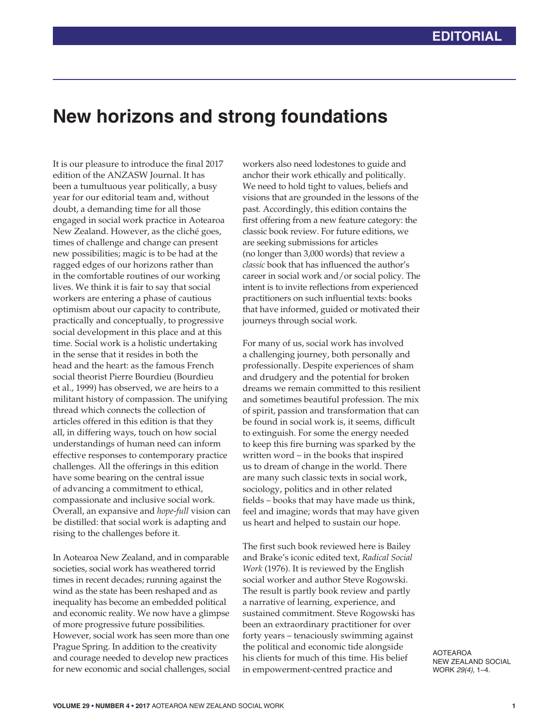EDITORIAL

# New horizons and strong foundations

It is our pleasure to introduce the final 2017 edition of the ANZASW Journal. It has been a tumultuous year politically, a busy year for our editorial team and, without doubt, a demanding time for all those engaged in social work practice in Aotearoa New Zealand. However, as the cliché goes, times of challenge and change can present new possibilities; magic is to be had at the ragged edges of our horizons rather than in the comfortable routines of our working lives. We think it is fair to say that social workers are entering a phase of cautious optimism about our capacity to contribute, practically and conceptually, to progressive social development in this place and at this time. Social work is a holistic undertaking in the sense that it resides in both the head and the heart: as the famous French social theorist Pierre Bourdieu (Bourdieu et al., 1999) has observed, we are heirs to a militant history of compassion. The unifying thread which connects the collection of articles offered in this edition is that they all, in differing ways, touch on how social understandings of human need can inform effective responses to contemporary practice challenges. All the offerings in this edition have some bearing on the central issue of advancing a commitment to ethical, compassionate and inclusive social work. Overall, an expansive and *hope-full* vision can be distilled: that social work is adapting and rising to the challenges before it.

In Aotearoa New Zealand, and in comparable societies, social work has weathered torrid times in recent decades; running against the wind as the state has been reshaped and as inequality has become an embedded political and economic reality. We now have a glimpse of more progressive future possibilities. However, social work has seen more than one Prague Spring. In addition to the creativity and courage needed to develop new practices for new economic and social challenges, social workers also need lodestones to guide and anchor their work ethically and politically. We need to hold tight to values, beliefs and visions that are grounded in the lessons of the past. Accordingly, this edition contains the first offering from a new feature category: the classic book review. For future editions, we are seeking submissions for articles (no longer than 3,000 words) that review a *classic* book that has influenced the author's career in social work and/or social policy. The intent is to invite reflections from experienced practitioners on such influential texts: books that have informed, guided or motivated their journeys through social work.

For many of us, social work has involved a challenging journey, both personally and professionally. Despite experiences of sham and drudgery and the potential for broken dreams we remain committed to this resilient and sometimes beautiful profession. The mix of spirit, passion and transformation that can be found in social work is, it seems, difficult to extinguish. For some the energy needed to keep this fire burning was sparked by the written word – in the books that inspired us to dream of change in the world. There are many such classic texts in social work, sociology, politics and in other related fields – books that may have made us think, feel and imagine; words that may have given us heart and helped to sustain our hope.

The first such book reviewed here is Bailey and Brake's iconic edited text, *Radical Social Work* (1976). It is reviewed by the English social worker and author Steve Rogowski. The result is partly book review and partly a narrative of learning, experience, and sustained commitment. Steve Rogowski has been an extraordinary practitioner for over forty years – tenaciously swimming against the political and economic tide alongside his clients for much of this time. His belief in empowerment-centred practice and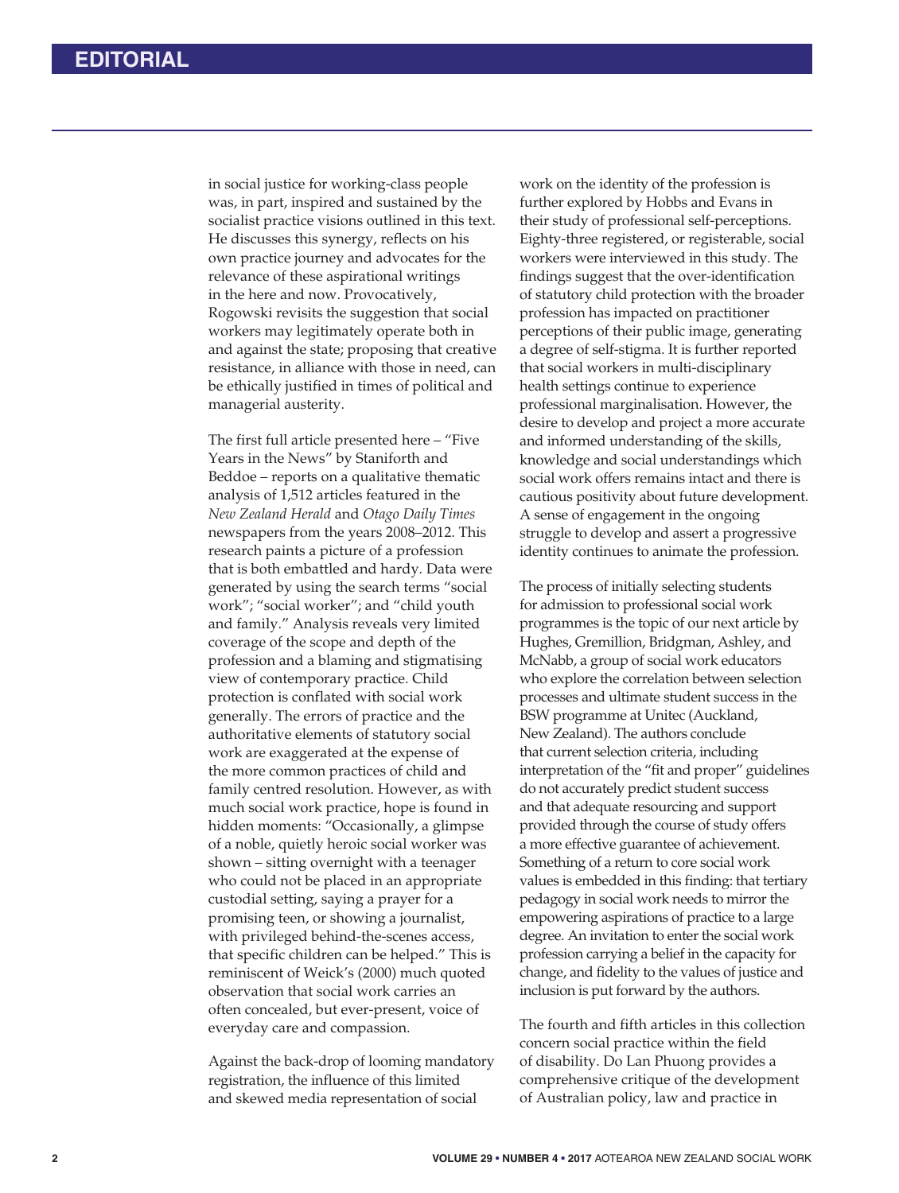in social justice for working-class people was, in part, inspired and sustained by the socialist practice visions outlined in this text. He discusses this synergy, reflects on his own practice journey and advocates for the relevance of these aspirational writings in the here and now. Provocatively, Rogowski revisits the suggestion that social workers may legitimately operate both in and against the state; proposing that creative resistance, in alliance with those in need, can be ethically justified in times of political and managerial austerity.

The first full article presented here – "Five Years in the News" by Staniforth and Beddoe – reports on a qualitative thematic analysis of 1,512 articles featured in the *New Zealand Herald* and *Otago Daily Times* newspapers from the years 2008–2012. This research paints a picture of a profession that is both embattled and hardy. Data were generated by using the search terms "social work"; "social worker"; and "child youth and family." Analysis reveals very limited coverage of the scope and depth of the profession and a blaming and stigmatising view of contemporary practice. Child protection is conflated with social work generally. The errors of practice and the authoritative elements of statutory social work are exaggerated at the expense of the more common practices of child and family centred resolution. However, as with much social work practice, hope is found in hidden moments: "Occasionally, a glimpse of a noble, quietly heroic social worker was shown – sitting overnight with a teenager who could not be placed in an appropriate custodial setting, saying a prayer for a promising teen, or showing a journalist, with privileged behind-the-scenes access, that specific children can be helped." This is reminiscent of Weick's (2000) much quoted observation that social work carries an often concealed, but ever-present, voice of everyday care and compassion.

Against the back-drop of looming mandatory registration, the influence of this limited and skewed media representation of social work on the identity of the profession is further explored by Hobbs and Evans in their study of professional self-perceptions. Eighty-three registered, or registerable, social workers were interviewed in this study. The findings suggest that the over-identification of statutory child protection with the broader profession has impacted on practitioner perceptions of their public image, generating a degree of self-stigma. It is further reported that social workers in multi-disciplinary health settings continue to experience professional marginalisation. However, the desire to develop and project a more accurate and informed understanding of the skills, knowledge and social understandings which social work offers remains intact and there is cautious positivity about future development. A sense of engagement in the ongoing struggle to develop and assert a progressive identity continues to animate the profession.

The process of initially selecting students for admission to professional social work programmes is the topic of our next article by Hughes, Gremillion, Bridgman, Ashley, and McNabb, a group of social work educators who explore the correlation between selection processes and ultimate student success in the BSW programme at Unitec (Auckland, New Zealand). The authors conclude that current selection criteria, including interpretation of the "fit and proper" guidelines do not accurately predict student success and that adequate resourcing and support provided through the course of study offers a more effective guarantee of achievement. Something of a return to core social work values is embedded in this finding: that tertiary pedagogy in social work needs to mirror the empowering aspirations of practice to a large degree. An invitation to enter the social work profession carrying a belief in the capacity for change, and fidelity to the values of justice and inclusion is put forward by the authors.

The fourth and fifth articles in this collection concern social practice within the field of disability. Do Lan Phuong provides a comprehensive critique of the development of Australian policy, law and practice in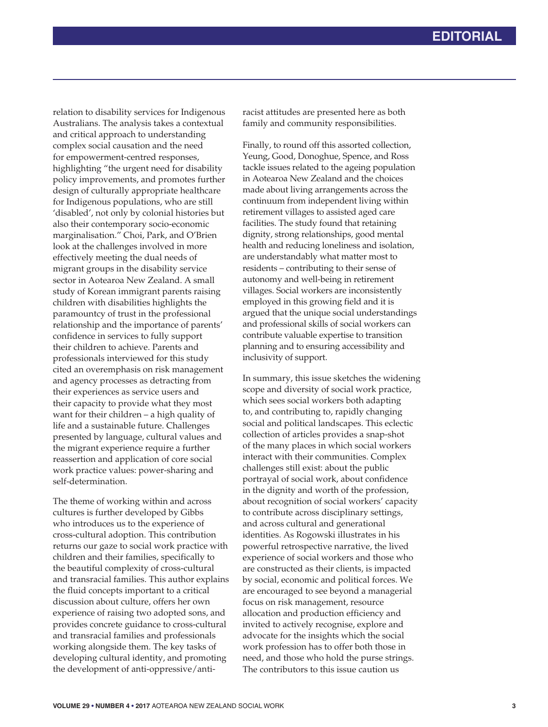relation to disability services for Indigenous Australians. The analysis takes a contextual and critical approach to understanding complex social causation and the need for empowerment-centred responses, highlighting "the urgent need for disability policy improvements, and promotes further design of culturally appropriate healthcare for Indigenous populations, who are still 'disabled', not only by colonial histories but also their contemporary socio-economic marginalisation." Choi, Park, and O'Brien look at the challenges involved in more effectively meeting the dual needs of migrant groups in the disability service sector in Aotearoa New Zealand. A small study of Korean immigrant parents raising children with disabilities highlights the paramountcy of trust in the professional relationship and the importance of parents' confidence in services to fully support their children to achieve. Parents and professionals interviewed for this study cited an overemphasis on risk management and agency processes as detracting from their experiences as service users and their capacity to provide what they most want for their children – a high quality of life and a sustainable future. Challenges presented by language, cultural values and the migrant experience require a further reassertion and application of core social work practice values: power-sharing and self-determination.

The theme of working within and across cultures is further developed by Gibbs who introduces us to the experience of cross-cultural adoption. This contribution returns our gaze to social work practice with children and their families, specifically to the beautiful complexity of cross-cultural and transracial families. This author explains the fluid concepts important to a critical discussion about culture, offers her own experience of raising two adopted sons, and provides concrete guidance to cross-cultural and transracial families and professionals working alongside them. The key tasks of developing cultural identity, and promoting the development of anti-oppressive/anti-racist attitudes are presented here as both family and community responsibilities.

Finally, to round off this assorted collection, Yeung, Good, Donoghue, Spence, and Ross tackle issues related to the ageing population in Aotearoa New Zealand and the choices made about living arrangements across the continuum from independent living within retirement villages to assisted aged care facilities. The study found that retaining dignity, strong relationships, good mental health and reducing loneliness and isolation, are understandably what matter most to residents – contributing to their sense of autonomy and well-being in retirement villages. Social workers are inconsistently employed in this growing field and it is argued that the unique social understandings and professional skills of social workers can contribute valuable expertise to transition planning and to ensuring accessibility and inclusivity of support.

In summary, this issue sketches the widening scope and diversity of social work practice, which sees social workers both adapting to, and contributing to, rapidly changing social and political landscapes. This eclectic collection of articles provides a snap-shot of the many places in which social workers interact with their communities. Complex challenges still exist: about the public portrayal of social work, about confidence in the dignity and worth of the profession, about recognition of social workers' capacity to contribute across disciplinary settings, and across cultural and generational identities. As Rogowski illustrates in his powerful retrospective narrative, the lived experience of social workers and those who are constructed as their clients, is impacted by social, economic and political forces. We are encouraged to see beyond a managerial focus on risk management, resource allocation and production efficiency and invited to actively recognise, explore and advocate for the insights which the social work profession has to offer both those in need, and those who hold the purse strings. The contributors to this issue caution us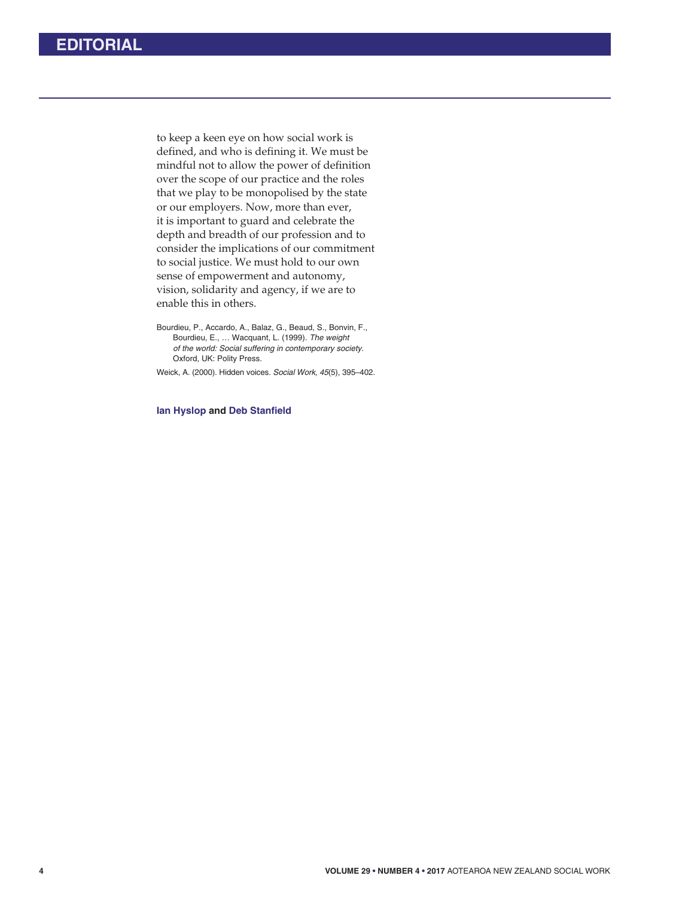to keep a keen eye on how social work is defined, and who is defining it. We must be mindful not to allow the power of definition over the scope of our practice and the roles that we play to be monopolised by the state or our employers. Now, more than ever, it is important to guard and celebrate the depth and breadth of our profession and to consider the implications of our commitment to social justice. We must hold to our own sense of empowerment and autonomy, vision, solidarity and agency, if we are to enable this in others.

Bourdieu, P., Accardo, A., Balaz, G., Beaud, S., Bonvin, F., Bourdieu, E., … Wacquant, L. (1999). *The weight of the world: Social suffering in contemporary society.* Oxford, UK: Polity Press.

Weick, A. (2000). Hidden voices. *Social Work, 45*(5), 395–402.

**Ian Hyslop and Deb Stanfield**